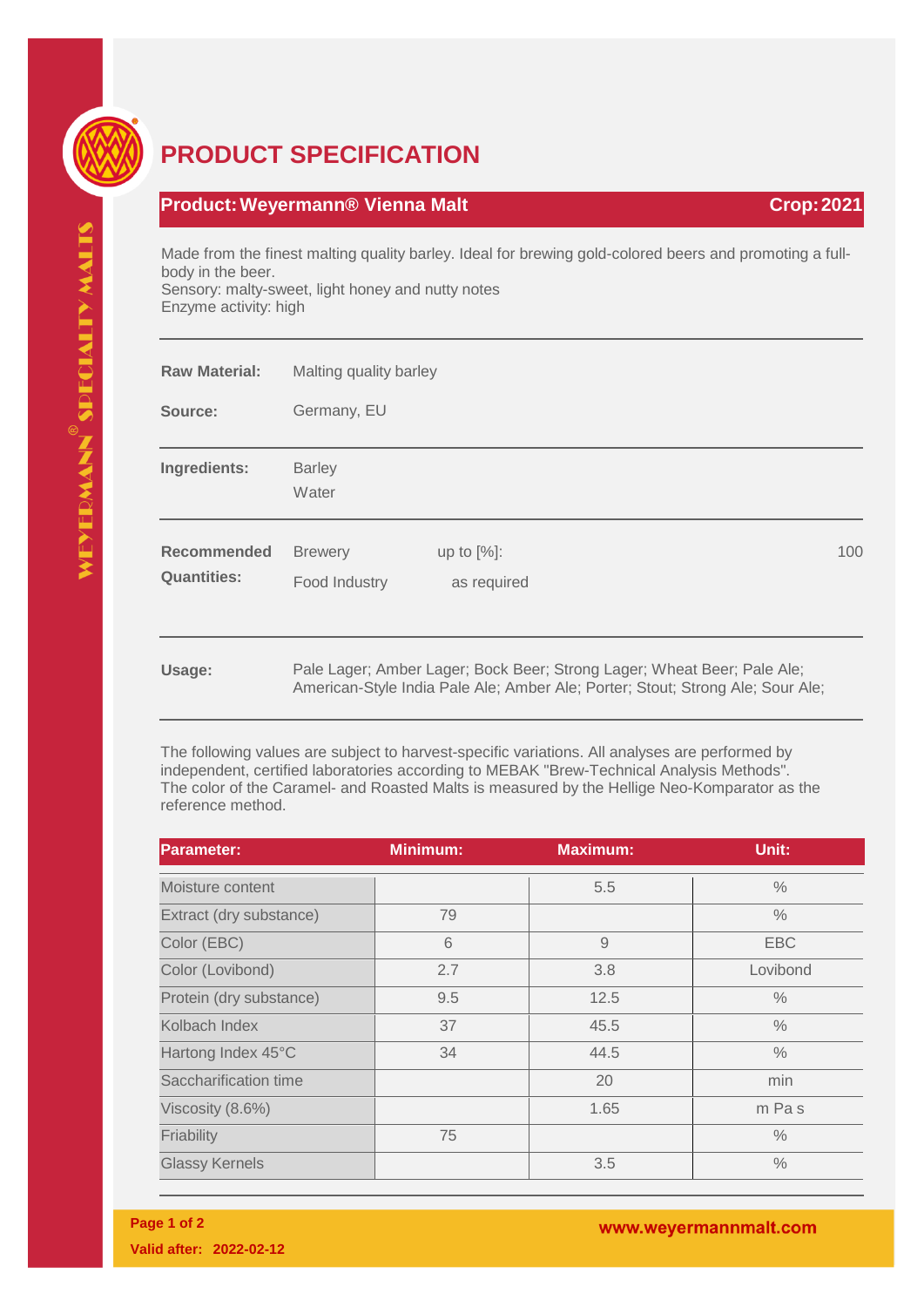# PRODUCT SPECIFICATION

**Product: Weyermann® Vienna Malt** **Crop: 2021**

Made from the finest malting quality barley. Ideal for brewing gold-colored beers and promoting a full-body in the beer.
Sensory: malty-sweet, light honey and nutty notes
Enzyme activity: high

**Raw Material:** Malting quality barley

**Source:** Germany, EU

**Ingredients:** Barley
Water

| **Recommended Quantities:** | | |
|---|---|---|
| Brewery | up to [%]: | 100 |
| Food Industry | as required | |

**Usage:** Pale Lager; Amber Lager; Bock Beer; Strong Lager; Wheat Beer; Pale Ale; American-Style India Pale Ale; Amber Ale; Porter; Stout; Strong Ale; Sour Ale;

The following values are subject to harvest-specific variations. All analyses are performed by independent, certified laboratories according to MEBAK "Brew-Technical Analysis Methods". The color of the Caramel- and Roasted Malts is measured by the Hellige Neo-Komparator as the reference method.

| Parameter: | Minimum: | Maximum: | Unit: |
|---|---|---|---|
| Moisture content | | 5.5 | % |
| Extract (dry substance) | 79 | | % |
| Color (EBC) | 6 | 9 | EBC |
| Color (Lovibond) | 2.7 | 3.8 | Lovibond |
| Protein (dry substance) | 9.5 | 12.5 | % |
| Kolbach Index | 37 | 45.5 | % |
| Hartong Index 45°C | 34 | 44.5 | % |
| Saccharification time | | 20 | min |
| Viscosity (8.6%) | | 1.65 | m Pa s |
| Friability | 75 | | % |
| Glassy Kernels | | 3.5 | % |

**Valid after: 2022-02-12**

www.weyermannmalt.com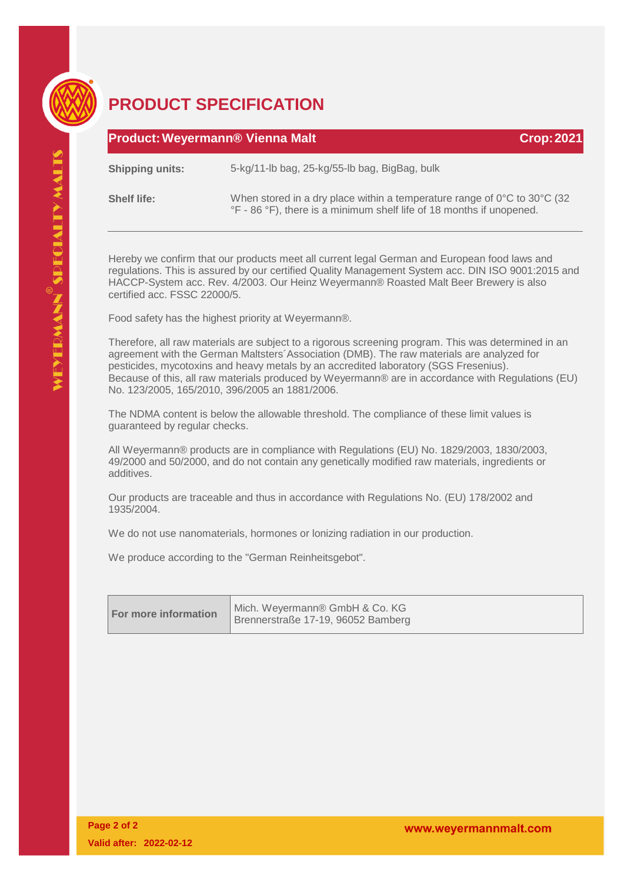# PRODUCT SPECIFICATION

**Product: Weyermann® Vienna Malt** **Crop: 2021**

| | |
|---|---|
| **Shipping units:** | 5-kg/11-lb bag, 25-kg/55-lb bag, BigBag, bulk |
| **Shelf life:** | When stored in a dry place within a temperature range of 0°C to 30°C (32 °F - 86 °F), there is a minimum shelf life of 18 months if unopened. |

Hereby we confirm that our products meet all current legal German and European food laws and regulations. This is assured by our certified Quality Management System acc. DIN ISO 9001:2015 and HACCP-System acc. Rev. 4/2003. Our Heinz Weyermann® Roasted Malt Beer Brewery is also certified acc. FSSC 22000/5.

Food safety has the highest priority at Weyermann®.

Therefore, all raw materials are subject to a rigorous screening program. This was determined in an agreement with the German Maltsters´Association (DMB). The raw materials are analyzed for pesticides, mycotoxins and heavy metals by an accredited laboratory (SGS Fresenius). Because of this, all raw materials produced by Weyermann® are in accordance with Regulations (EU) No. 123/2005, 165/2010, 396/2005 an 1881/2006.

The NDMA content is below the allowable threshold. The compliance of these limit values is guaranteed by regular checks.

All Weyermann® products are in compliance with Regulations (EU) No. 1829/2003, 1830/2003, 49/2000 and 50/2000, and do not contain any genetically modified raw materials, ingredients or additives.

Our products are traceable and thus in accordance with Regulations No. (EU) 178/2002 and 1935/2004.

We do not use nanomaterials, hormones or Ionizing radiation in our production.

We produce according to the "German Reinheitsgebot".

| | |
|---|---|
| **For more information** | Mich. Weyermann® GmbH & Co. KG<br>Brennerstraße 17-19, 96052 Bamberg |

**Valid after: 2022-02-12**

**www.weyermannmalt.com**